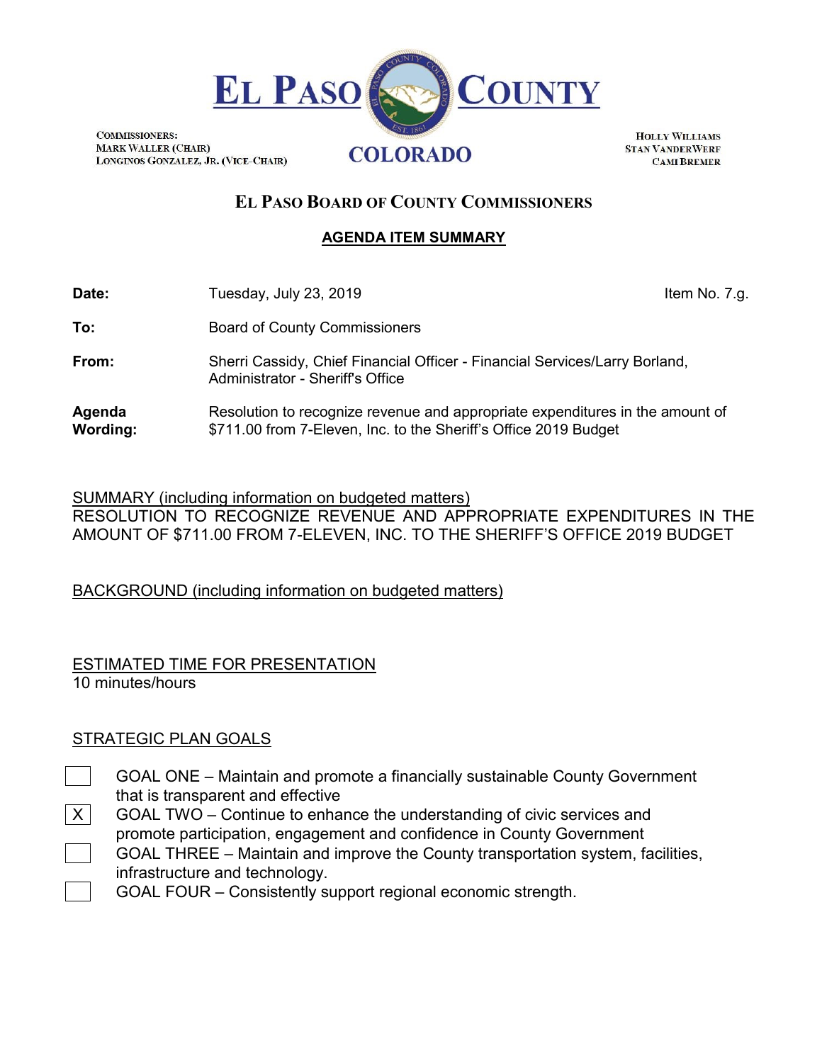# EL PASO COUNTY

COMMISSIONERS:
MARK WALLER (CHAIR)
LONGINOS GONZALEZ, JR. (VICE-CHAIR)

COLORADO

HOLLY WILLIAMS
STAN VANDERWERF
CAMI BREMER

## EL PASO BOARD OF COUNTY COMMISSIONERS

### AGENDA ITEM SUMMARY

| | | |
|---|---|---|
| **Date:** | Tuesday, July 23, 2019 | Item No. 7.g. |
| **To:** | Board of County Commissioners | |
| **From:** | Sherri Cassidy, Chief Financial Officer - Financial Services/Larry Borland, Administrator - Sheriff's Office | |
| **Agenda Wording:** | Resolution to recognize revenue and appropriate expenditures in the amount of $711.00 from 7-Eleven, Inc. to the Sheriff's Office 2019 Budget | |

SUMMARY (including information on budgeted matters)
RESOLUTION TO RECOGNIZE REVENUE AND APPROPRIATE EXPENDITURES IN THE AMOUNT OF $711.00 FROM 7-ELEVEN, INC. TO THE SHERIFF'S OFFICE 2019 BUDGET

BACKGROUND (including information on budgeted matters)

ESTIMATED TIME FOR PRESENTATION
10 minutes/hours

STRATEGIC PLAN GOALS

- [ ] GOAL ONE – Maintain and promote a financially sustainable County Government that is transparent and effective
- [X] GOAL TWO – Continue to enhance the understanding of civic services and promote participation, engagement and confidence in County Government
- [ ] GOAL THREE – Maintain and improve the County transportation system, facilities, infrastructure and technology.
- [ ] GOAL FOUR – Consistently support regional economic strength.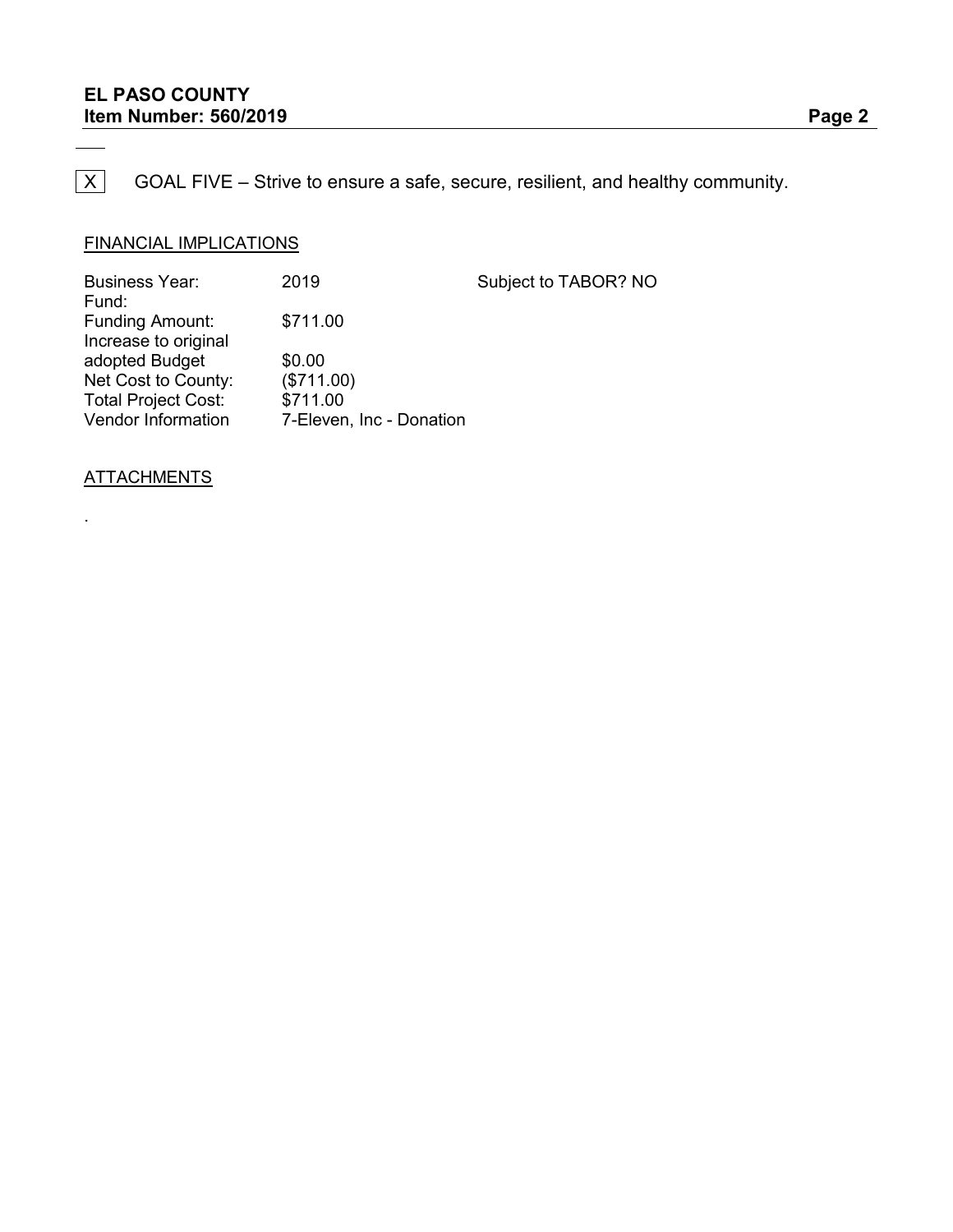☒ GOAL FIVE – Strive to ensure a safe, secure, resilient, and healthy community.

FINANCIAL IMPLICATIONS

| | | |
|---|---|---|
| Business Year: | 2019 | Subject to TABOR? NO |
| Fund: | | |
| Funding Amount: | $711.00 | |
| Increase to original adopted Budget | $0.00 | |
| Net Cost to County: | ($711.00) | |
| Total Project Cost: | $711.00 | |
| Vendor Information | 7-Eleven, Inc - Donation | |

ATTACHMENTS

.